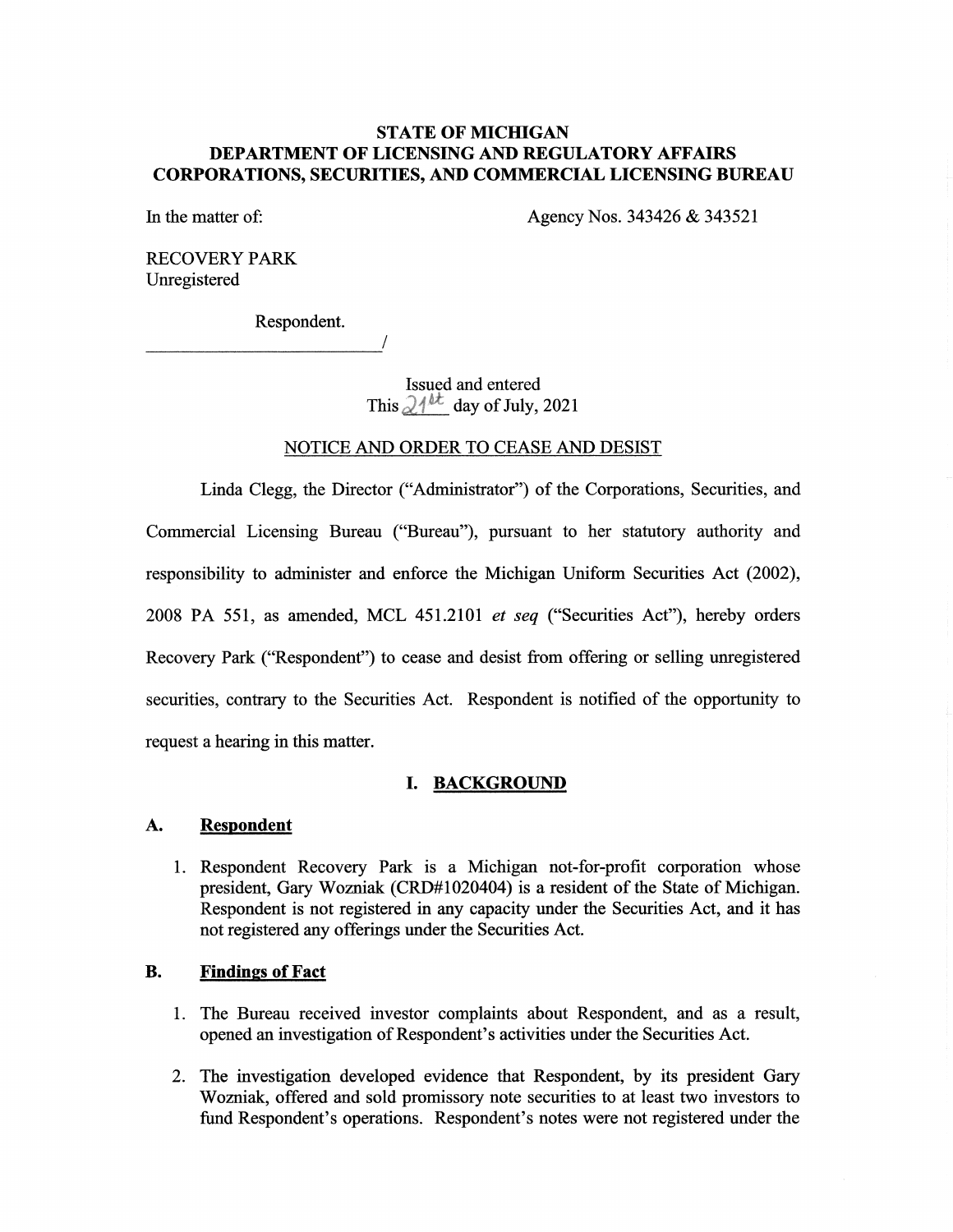**STATE OF MICHIGAN**
**DEPARTMENT OF LICENSING AND REGULATORY AFFAIRS**
**CORPORATIONS, SECURITIES, AND COMMERCIAL LICENSING BUREAU**

In the matter of: Agency Nos. 343426 & 343521

RECOVERY PARK
Unregistered

Respondent.
_____________________________/

Issued and entered
This 21st day of July, 2021

NOTICE AND ORDER TO CEASE AND DESIST

Linda Clegg, the Director ("Administrator") of the Corporations, Securities, and Commercial Licensing Bureau ("Bureau"), pursuant to her statutory authority and responsibility to administer and enforce the Michigan Uniform Securities Act (2002), 2008 PA 551, as amended, MCL 451.2101 *et seq* ("Securities Act"), hereby orders Recovery Park ("Respondent") to cease and desist from offering or selling unregistered securities, contrary to the Securities Act. Respondent is notified of the opportunity to request a hearing in this matter.

## I. BACKGROUND

### A. Respondent

1. Respondent Recovery Park is a Michigan not-for-profit corporation whose president, Gary Wozniak (CRD#1020404) is a resident of the State of Michigan. Respondent is not registered in any capacity under the Securities Act, and it has not registered any offerings under the Securities Act.

### B. Findings of Fact

1. The Bureau received investor complaints about Respondent, and as a result, opened an investigation of Respondent's activities under the Securities Act.
2. The investigation developed evidence that Respondent, by its president Gary Wozniak, offered and sold promissory note securities to at least two investors to fund Respondent's operations. Respondent's notes were not registered under the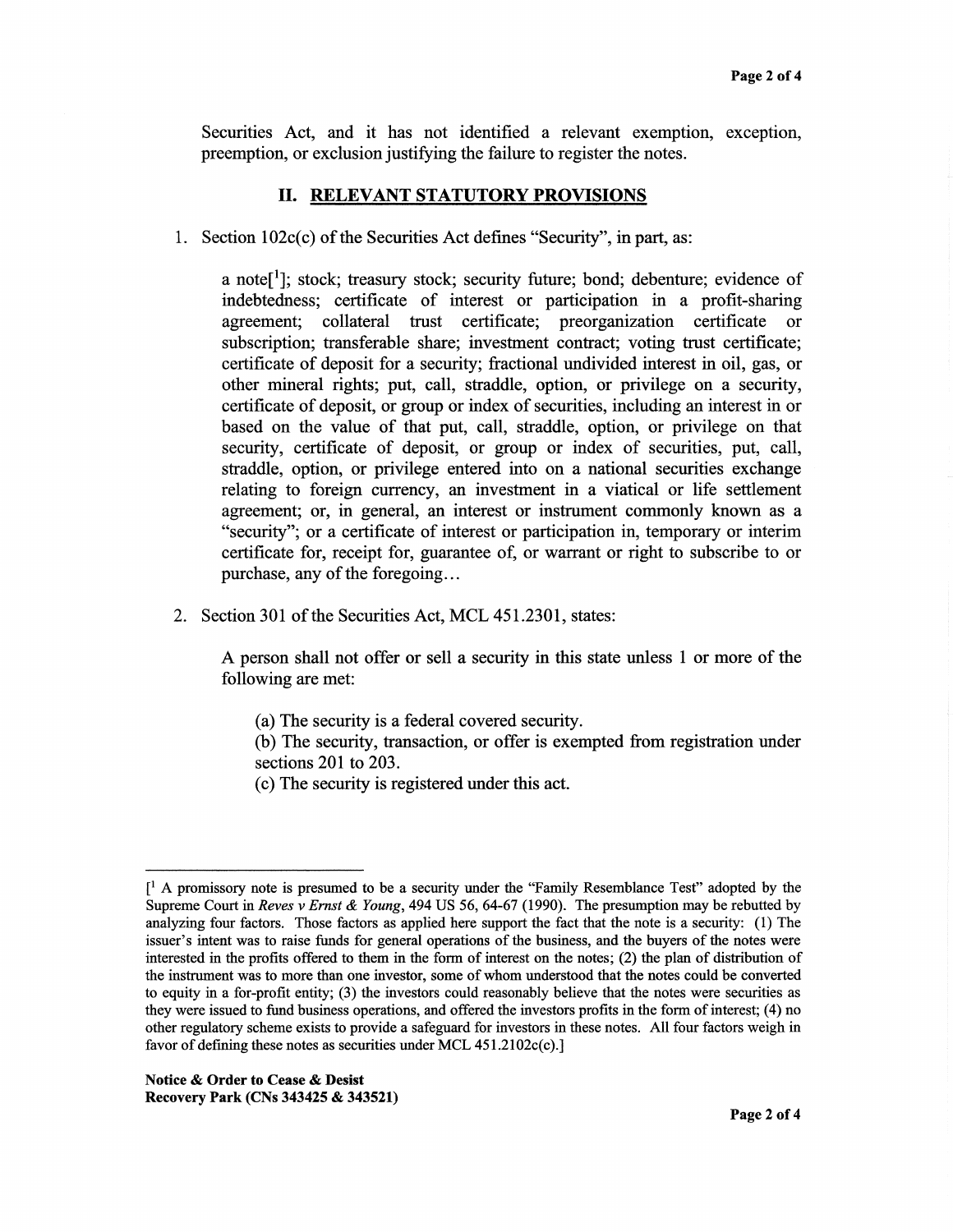Securities Act, and it has not identified a relevant exemption, exception, preemption, or exclusion justifying the failure to register the notes.

## II. RELEVANT STATUTORY PROVISIONS

1. Section 102c(c) of the Securities Act defines "Security", in part, as:

   > a note[1]; stock; treasury stock; security future; bond; debenture; evidence of indebtedness; certificate of interest or participation in a profit-sharing agreement; collateral trust certificate; preorganization certificate or subscription; transferable share; investment contract; voting trust certificate; certificate of deposit for a security; fractional undivided interest in oil, gas, or other mineral rights; put, call, straddle, option, or privilege on a security, certificate of deposit, or group or index of securities, including an interest in or based on the value of that put, call, straddle, option, or privilege on that security, certificate of deposit, or group or index of securities, put, call, straddle, option, or privilege entered into on a national securities exchange relating to foreign currency, an investment in a viatical or life settlement agreement; or, in general, an interest or instrument commonly known as a "security"; or a certificate of interest or participation in, temporary or interim certificate for, receipt for, guarantee of, or warrant or right to subscribe to or purchase, any of the foregoing…

2. Section 301 of the Securities Act, MCL 451.2301, states:

   > A person shall not offer or sell a security in this state unless 1 or more of the following are met:
   >
   > (a) The security is a federal covered security.
   > (b) The security, transaction, or offer is exempted from registration under sections 201 to 203.
   > (c) The security is registered under this act.

---

[[1] A promissory note is presumed to be a security under the "Family Resemblance Test" adopted by the Supreme Court in *Reves v Ernst & Young*, 494 US 56, 64-67 (1990). The presumption may be rebutted by analyzing four factors. Those factors as applied here support the fact that the note is a security: (1) The issuer's intent was to raise funds for general operations of the business, and the buyers of the notes were interested in the profits offered to them in the form of interest on the notes; (2) the plan of distribution of the instrument was to more than one investor, some of whom understood that the notes could be converted to equity in a for-profit entity; (3) the investors could reasonably believe that the notes were securities as they were issued to fund business operations, and offered the investors profits in the form of interest; (4) no other regulatory scheme exists to provide a safeguard for investors in these notes. All four factors weigh in favor of defining these notes as securities under MCL 451.2102c(c).]

**Notice & Order to Cease & Desist**
**Recovery Park (CNs 343425 & 343521)**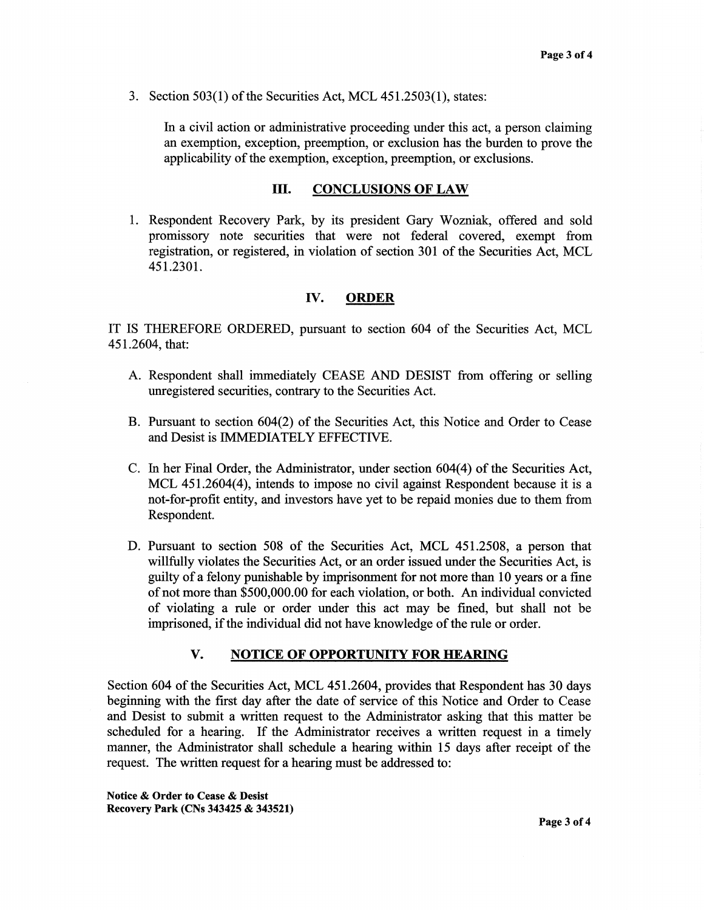3. Section 503(1) of the Securities Act, MCL 451.2503(1), states:

   In a civil action or administrative proceeding under this act, a person claiming an exemption, exception, preemption, or exclusion has the burden to prove the applicability of the exemption, exception, preemption, or exclusions.

## III. CONCLUSIONS OF LAW

1. Respondent Recovery Park, by its president Gary Wozniak, offered and sold promissory note securities that were not federal covered, exempt from registration, or registered, in violation of section 301 of the Securities Act, MCL 451.2301.

## IV. ORDER

IT IS THEREFORE ORDERED, pursuant to section 604 of the Securities Act, MCL 451.2604, that:

A. Respondent shall immediately CEASE AND DESIST from offering or selling unregistered securities, contrary to the Securities Act.

B. Pursuant to section 604(2) of the Securities Act, this Notice and Order to Cease and Desist is IMMEDIATELY EFFECTIVE.

C. In her Final Order, the Administrator, under section 604(4) of the Securities Act, MCL 451.2604(4), intends to impose no civil against Respondent because it is a not-for-profit entity, and investors have yet to be repaid monies due to them from Respondent.

D. Pursuant to section 508 of the Securities Act, MCL 451.2508, a person that willfully violates the Securities Act, or an order issued under the Securities Act, is guilty of a felony punishable by imprisonment for not more than 10 years or a fine of not more than $500,000.00 for each violation, or both. An individual convicted of violating a rule or order under this act may be fined, but shall not be imprisoned, if the individual did not have knowledge of the rule or order.

## V. NOTICE OF OPPORTUNITY FOR HEARING

Section 604 of the Securities Act, MCL 451.2604, provides that Respondent has 30 days beginning with the first day after the date of service of this Notice and Order to Cease and Desist to submit a written request to the Administrator asking that this matter be scheduled for a hearing. If the Administrator receives a written request in a timely manner, the Administrator shall schedule a hearing within 15 days after receipt of the request. The written request for a hearing must be addressed to: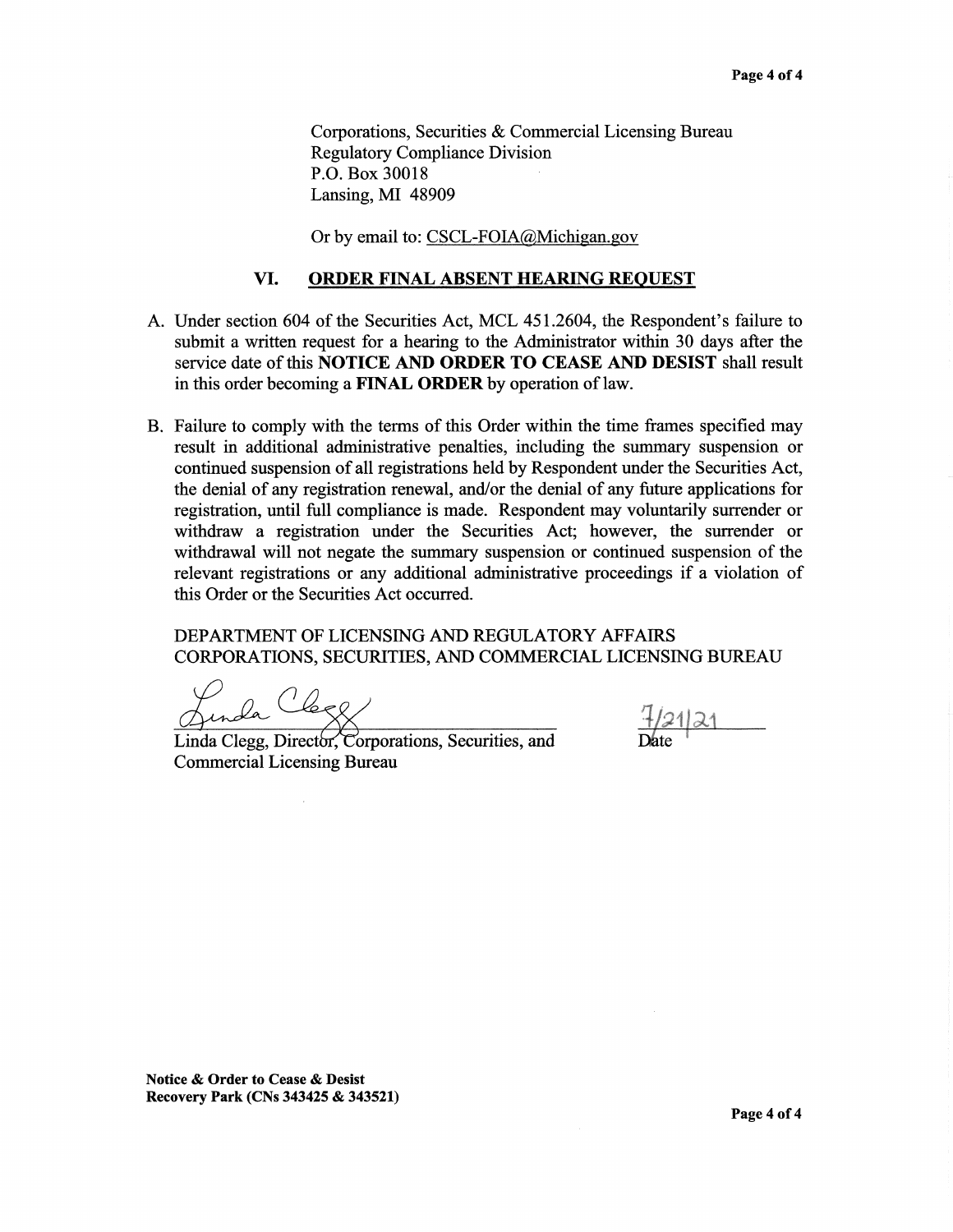Corporations, Securities & Commercial Licensing Bureau
Regulatory Compliance Division
P.O. Box 30018
Lansing, MI 48909

Or by email to: CSCL-FOIA@Michigan.gov

## VI. ORDER FINAL ABSENT HEARING REQUEST

A. Under section 604 of the Securities Act, MCL 451.2604, the Respondent's failure to submit a written request for a hearing to the Administrator within 30 days after the service date of this **NOTICE AND ORDER TO CEASE AND DESIST** shall result in this order becoming a **FINAL ORDER** by operation of law.

B. Failure to comply with the terms of this Order within the time frames specified may result in additional administrative penalties, including the summary suspension or continued suspension of all registrations held by Respondent under the Securities Act, the denial of any registration renewal, and/or the denial of any future applications for registration, until full compliance is made. Respondent may voluntarily surrender or withdraw a registration under the Securities Act; however, the surrender or withdrawal will not negate the summary suspension or continued suspension of the relevant registrations or any additional administrative proceedings if a violation of this Order or the Securities Act occurred.

DEPARTMENT OF LICENSING AND REGULATORY AFFAIRS
CORPORATIONS, SECURITIES, AND COMMERCIAL LICENSING BUREAU

Linda Clegg

Linda Clegg, Director, Corporations, Securities, and Commercial Licensing Bureau

7/21/21
Date

**Notice & Order to Cease & Desist**
**Recovery Park (CNs 343425 & 343521)**